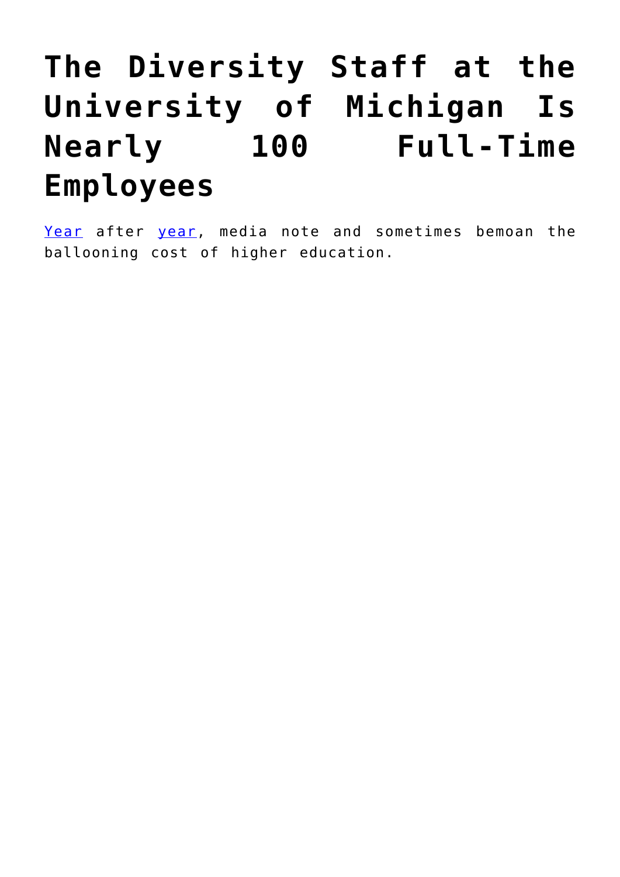# The Diversity Staff at the University of Michigan Is Nearly 100 Full-Time Employees

Year after year, media note and sometimes bemoan the ballooning cost of higher education.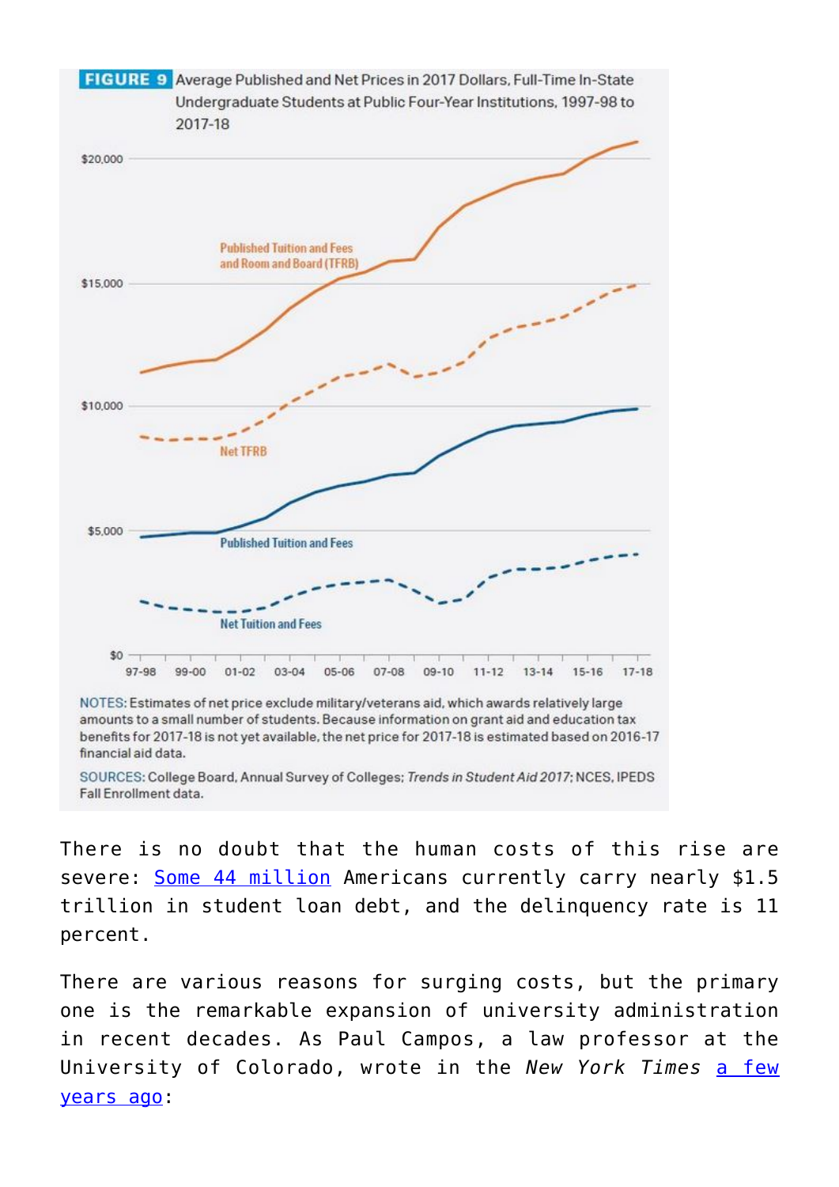**FIGURE 9** Average Published and Net Prices in 2017 Dollars, Full-Time In-State Undergraduate Students at Public Four-Year Institutions, 1997-98 to 2017-18

NOTES: Estimates of net price exclude military/veterans aid, which awards relatively large amounts to a small number of students. Because information on grant aid and education tax benefits for 2017-18 is not yet available, the net price for 2017-18 is estimated based on 2016-17 financial aid data.

SOURCES: College Board, Annual Survey of Colleges; *Trends in Student Aid 2017*; NCES, IPEDS Fall Enrollment data.

There is no doubt that the human costs of this rise are severe: [Some 44 million] Americans currently carry nearly $1.5 trillion in student loan debt, and the delinquency rate is 11 percent.

There are various reasons for surging costs, but the primary one is the remarkable expansion of university administration in recent decades. As Paul Campos, a law professor at the University of Colorado, wrote in the *New York Times* [a few years ago]: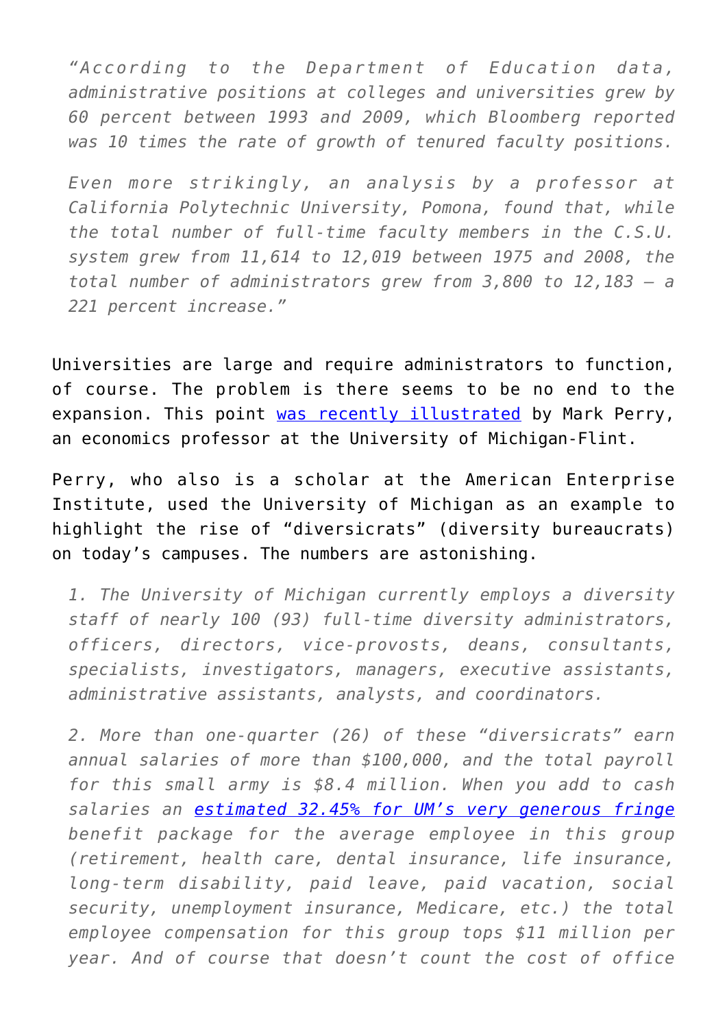> *"According to the Department of Education data, administrative positions at colleges and universities grew by 60 percent between 1993 and 2009, which Bloomberg reported was 10 times the rate of growth of tenured faculty positions.*
>
> *Even more strikingly, an analysis by a professor at California Polytechnic University, Pomona, found that, while the total number of full-time faculty members in the C.S.U. system grew from 11,614 to 12,019 between 1975 and 2008, the total number of administrators grew from 3,800 to 12,183 – a 221 percent increase."*

Universities are large and require administrators to function, of course. The problem is there seems to be no end to the expansion. This point [was recently illustrated] by Mark Perry, an economics professor at the University of Michigan-Flint.

Perry, who also is a scholar at the American Enterprise Institute, used the University of Michigan as an example to highlight the rise of "diversicrats" (diversity bureaucrats) on today's campuses. The numbers are astonishing.

> *1. The University of Michigan currently employs a diversity staff of nearly 100 (93) full-time diversity administrators, officers, directors, vice-provosts, deans, consultants, specialists, investigators, managers, executive assistants, administrative assistants, analysts, and coordinators.*
>
> *2. More than one-quarter (26) of these "diversicrats" earn annual salaries of more than $100,000, and the total payroll for this small army is $8.4 million. When you add to cash salaries an [estimated 32.45% for UM's very generous fringe] benefit package for the average employee in this group (retirement, health care, dental insurance, life insurance, long-term disability, paid leave, paid vacation, social security, unemployment insurance, Medicare, etc.) the total employee compensation for this group tops $11 million per year. And of course that doesn't count the cost of office*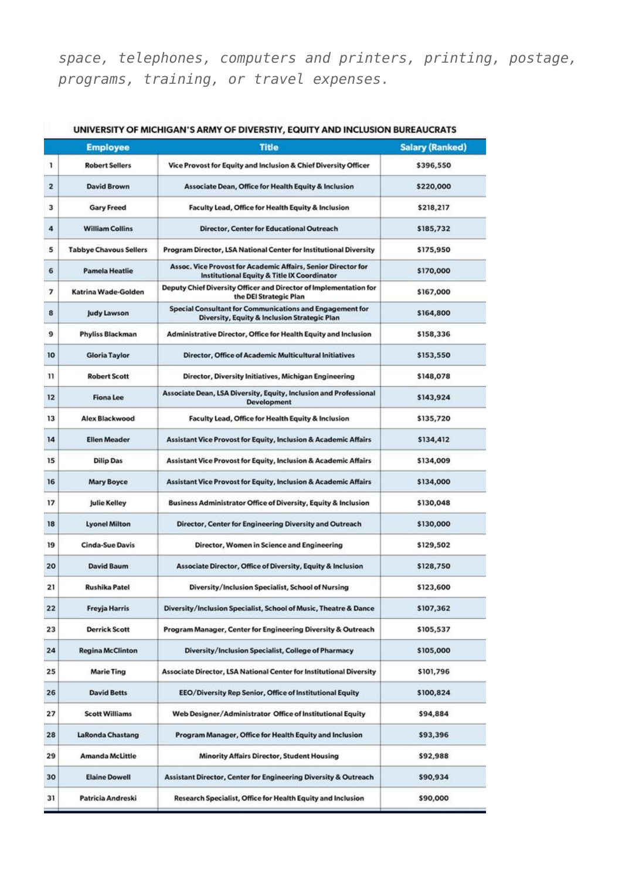*space, telephones, computers and printers, printing, postage, programs, training, or travel expenses.*

**UNIVERSITY OF MICHIGAN'S ARMY OF DIVERSTIY, EQUITY AND INCLUSION BUREAUCRATS**

| | Employee | Title | Salary (Ranked) |
|---|---|---|---|
| 1 | Robert Sellers | Vice Provost for Equity and Inclusion & Chief Diversity Officer | $396,550 |
| 2 | David Brown | Associate Dean, Office for Health Equity & Inclusion | $220,000 |
| 3 | Gary Freed | Faculty Lead, Office for Health Equity & Inclusion | $218,217 |
| 4 | William Collins | Director, Center for Educational Outreach | $185,732 |
| 5 | Tabbye Chavous Sellers | Program Director, LSA National Center for Institutional Diversity | $175,950 |
| 6 | Pamela Heatlie | Assoc. Vice Provost for Academic Affairs, Senior Director for Institutional Equity & Title IX Coordinator | $170,000 |
| 7 | Katrina Wade-Golden | Deputy Chief Diversity Officer and Director of Implementation for the DEI Strategic Plan | $167,000 |
| 8 | Judy Lawson | Special Consultant for Communications and Engagement for Diversity, Equity & Inclusion Strategic Plan | $164,800 |
| 9 | Phyliss Blackman | Administrative Director, Office for Health Equity and Inclusion | $158,336 |
| 10 | Gloria Taylor | Director, Office of Academic Multicultural Initiatives | $153,550 |
| 11 | Robert Scott | Director, Diversity Initiatives, Michigan Engineering | $148,078 |
| 12 | Fiona Lee | Associate Dean, LSA Diversity, Equity, Inclusion and Professional Development | $143,924 |
| 13 | Alex Blackwood | Faculty Lead, Office for Health Equity & Inclusion | $135,720 |
| 14 | Ellen Meader | Assistant Vice Provost for Equity, Inclusion & Academic Affairs | $134,412 |
| 15 | Dilip Das | Assistant Vice Provost for Equity, Inclusion & Academic Affairs | $134,009 |
| 16 | Mary Boyce | Assistant Vice Provost for Equity, Inclusion & Academic Affairs | $134,000 |
| 17 | Julie Kelley | Business Administrator Office of Diversity, Equity & Inclusion | $130,048 |
| 18 | Lyonel Milton | Director, Center for Engineering Diversity and Outreach | $130,000 |
| 19 | Cinda-Sue Davis | Director, Women in Science and Engineering | $129,502 |
| 20 | David Baum | Associate Director, Office of Diversity, Equity & Inclusion | $128,750 |
| 21 | Rushika Patel | Diversity/Inclusion Specialist, School of Nursing | $123,600 |
| 22 | Freyja Harris | Diversity/Inclusion Specialist, School of Music, Theatre & Dance | $107,362 |
| 23 | Derrick Scott | Program Manager, Center for Engineering Diversity & Outreach | $105,537 |
| 24 | Regina McClinton | Diversity/Inclusion Specialist, College of Pharmacy | $105,000 |
| 25 | Marie Ting | Associate Director, LSA National Center for Institutional Diversity | $101,796 |
| 26 | David Betts | EEO/Diversity Rep Senior, Office of Institutional Equity | $100,824 |
| 27 | Scott Williams | Web Designer/Administrator Office of Institutional Equity | $94,884 |
| 28 | LaRonda Chastang | Program Manager, Office for Health Equity and Inclusion | $93,396 |
| 29 | Amanda McLittle | Minority Affairs Director, Student Housing | $92,988 |
| 30 | Elaine Dowell | Assistant Director, Center for Engineering Diversity & Outreach | $90,934 |
| 31 | Patricia Andreski | Research Specialist, Office for Health Equity and Inclusion | $90,000 |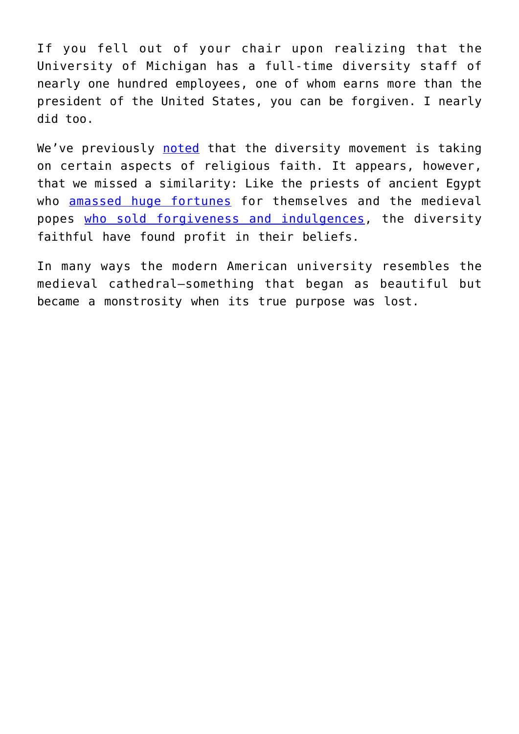If you fell out of your chair upon realizing that the University of Michigan has a full-time diversity staff of nearly one hundred employees, one of whom earns more than the president of the United States, you can be forgiven. I nearly did too.

We've previously noted that the diversity movement is taking on certain aspects of religious faith. It appears, however, that we missed a similarity: Like the priests of ancient Egypt who amassed huge fortunes for themselves and the medieval popes who sold forgiveness and indulgences, the diversity faithful have found profit in their beliefs.

In many ways the modern American university resembles the medieval cathedral—something that began as beautiful but became a monstrosity when its true purpose was lost.